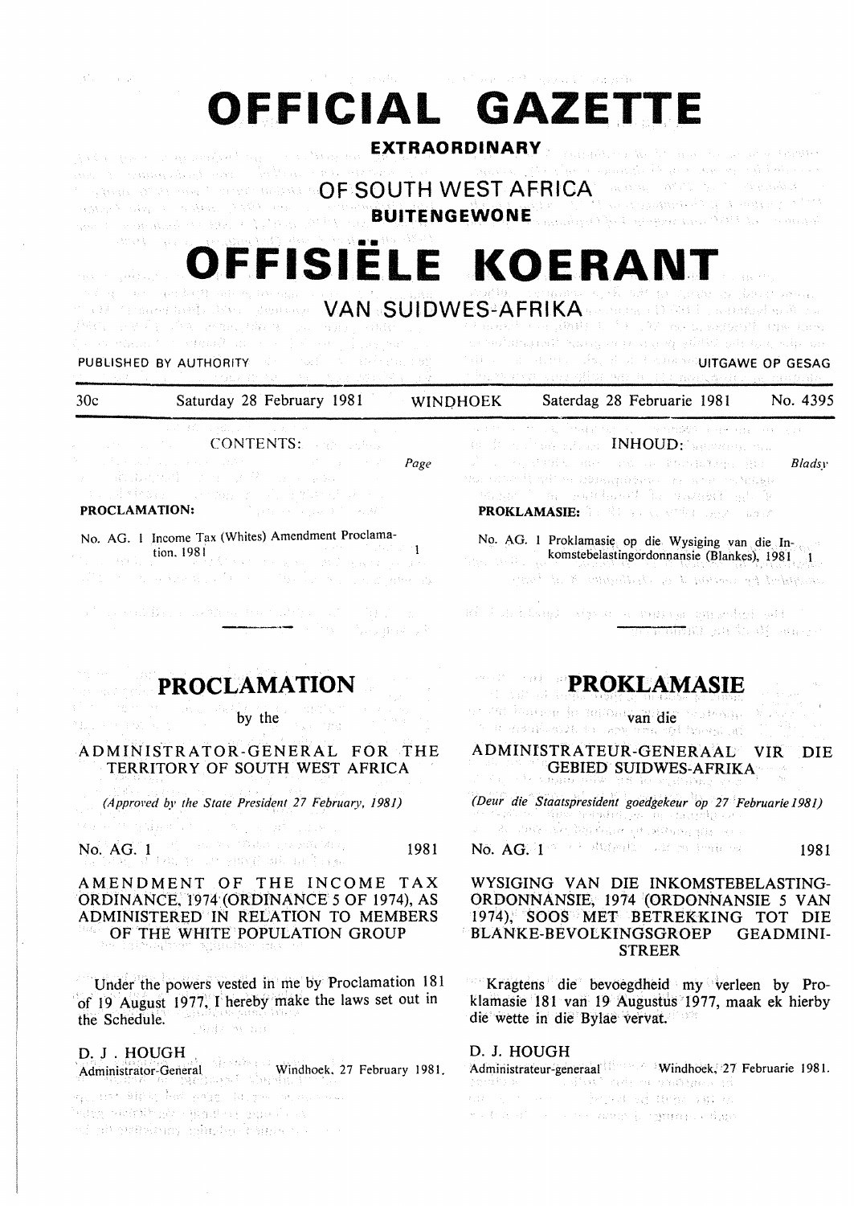# OFFICIAL GAZETTE

**EXTRAORDINARY**

## OF SOUTH WEST AFRICA

**BUITENGEWONE**

# OFFISIËLE KOERANT

## VAN SUIDWES-AFRIKA

PUBLISHED BY AUTHORITY — UITGAWE OP GESAG

30c — Saturday 28 February 1981 — WINDHOEK — Saterdag 28 Februarie 1981 — No. 4395

CONTENTS:

| | Page |
|---|---|
| **PROCLAMATION:** | |
| No. AG. 1 Income Tax (Whites) Amendment Proclamation, 1981 | 1 |

INHOUD:

| | Bladsy |
|---|---|
| **PROKLAMASIE:** | |
| No. AG. 1 Proklamasie op die Wysiging van die Inkomstebelastingordonnansie (Blankes), 1981 | 1 |

---

## PROCLAMATION

by the

ADMINISTRATOR-GENERAL FOR THE TERRITORY OF SOUTH WEST AFRICA

*(Approved by the State President 27 February, 1981)*

No. AG. 1 — 1981

AMENDMENT OF THE INCOME TAX ORDINANCE, 1974 (ORDINANCE 5 OF 1974), AS ADMINISTERED IN RELATION TO MEMBERS OF THE WHITE POPULATION GROUP

Under the powers vested in me by Proclamation 181 of 19 August 1977, I hereby make the laws set out in the Schedule.

D. J. HOUGH
Administrator-General — Windhoek, 27 February 1981.

## PROKLAMASIE

van die

ADMINISTRATEUR-GENERAAL VIR DIE GEBIED SUIDWES-AFRIKA

*(Deur die Staatspresident goedgekeur op 27 Februarie 1981)*

No. AG. 1 — 1981

WYSIGING VAN DIE INKOMSTEBELASTING-ORDONNANSIE, 1974 (ORDONNANSIE 5 VAN 1974), SOOS MET BETREKKING TOT DIE BLANKE-BEVOLKINGSGROEP GEADMINISTREER

Kragtens die bevoegdheid my verleen by Proklamasie 181 van 19 Augustus 1977, maak ek hierby die wette in die Bylae vervat.

D. J. HOUGH
Administrateur-generaal — Windhoek, 27 Februarie 1981.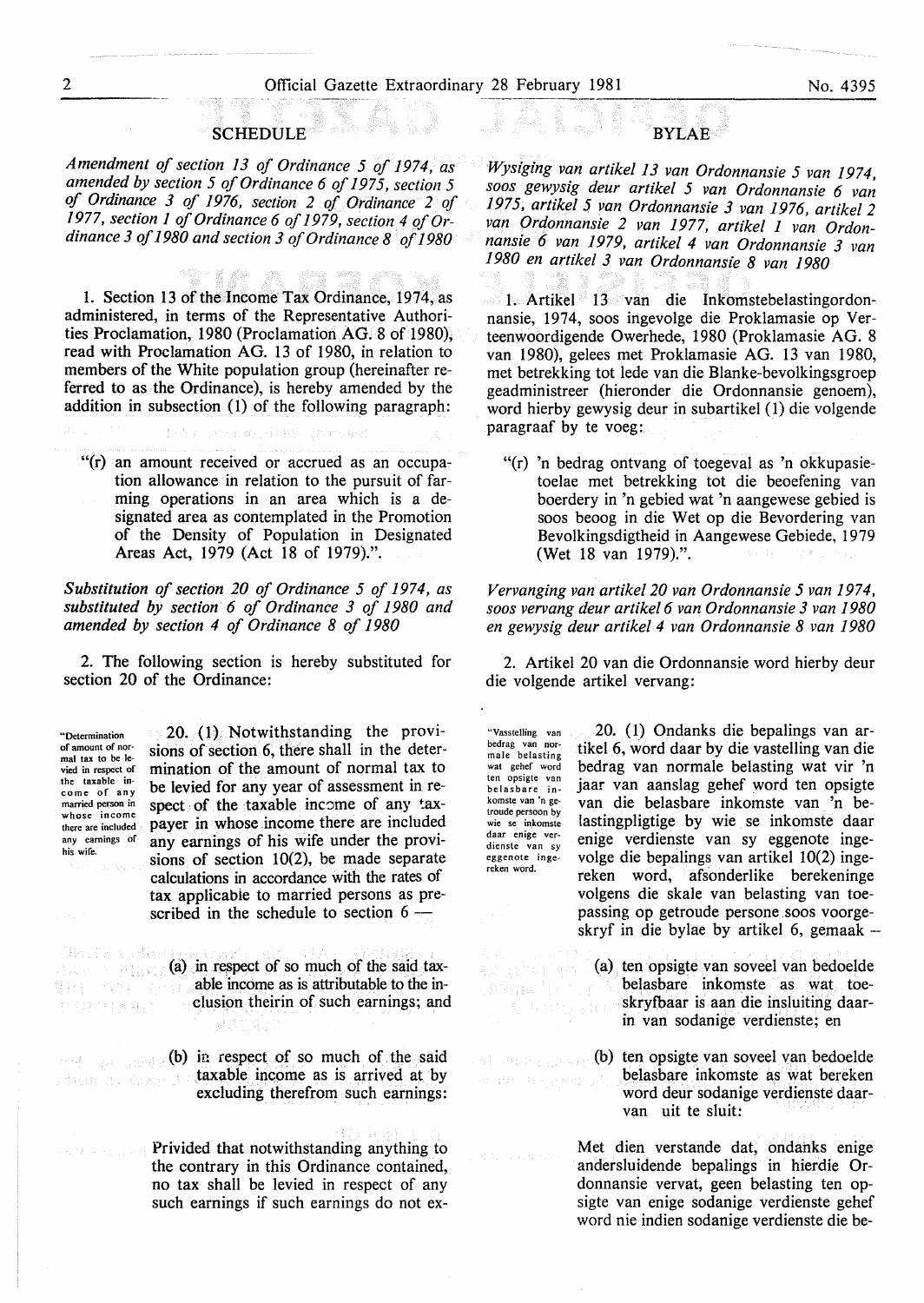## SCHEDULE

*Amendment of section 13 of Ordinance 5 of 1974, as amended by section 5 of Ordinance 6 of 1975, section 5 of Ordinance 3 of 1976, section 2 of Ordinance 2 of 1977, section 1 of Ordinance 6 of 1979, section 4 of Ordinance 3 of 1980 and section 3 of Ordinance 8 of 1980*

1. Section 13 of the Income Tax Ordinance, 1974, as administered, in terms of the Representative Authorities Proclamation, 1980 (Proclamation AG. 8 of 1980), read with Proclamation AG. 13 of 1980, in relation to members of the White population group (hereinafter referred to as the Ordinance), is hereby amended by the addition in subsection (1) of the following paragraph:

> "(r) an amount received or accrued as an occupation allowance in relation to the pursuit of farming operations in an area which is a designated area as contemplated in the Promotion of the Density of Population in Designated Areas Act, 1979 (Act 18 of 1979).".

*Substitution of section 20 of Ordinance 5 of 1974, as substituted by section 6 of Ordinance 3 of 1980 and amended by section 4 of Ordinance 8 of 1980*

2. The following section is hereby substituted for section 20 of the Ordinance:

"Determination of amount of normal tax to be levied in respect of the taxable income of any married person in whose income there are included any earnings of his wife.

20. (1) Notwithstanding the provisions of section 6, there shall in the determination of the amount of normal tax to be levied for any year of assessment in respect of the taxable income of any taxpayer in whose income there are included any earnings of his wife under the provisions of section 10(2), be made separate calculations in accordance with the rates of tax applicable to married persons as prescribed in the schedule to section 6 —

(a) in respect of so much of the said taxable income as is attributable to the inclusion theirin of such earnings; and

(b) in respect of so much of the said taxable income as is arrived at by excluding therefrom such earnings:

Privided that notwithstanding anything to the contrary in this Ordinance contained, no tax shall be levied in respect of any such earnings if such earnings do not ex-

## BYLAE

*Wysiging van artikel 13 van Ordonnansie 5 van 1974, soos gewysig deur artikel 5 van Ordonnansie 6 van 1975, artikel 5 van Ordonnansie 3 van 1976, artikel 2 van Ordonnansie 2 van 1977, artikel 1 van Ordonnansie 6 van 1979, artikel 4 van Ordonnansie 3 van 1980 en artikel 3 van Ordonnansie 8 van 1980*

1. Artikel 13 van die Inkomstebelastingordonnansie, 1974, soos ingevolge die Proklamasie op Verteenwoordigende Owerhede, 1980 (Proklamasie AG. 8 van 1980), gelees met Proklamasie AG. 13 van 1980, met betrekking tot lede van die Blanke-bevolkingsgroep geadministreer (hieronder die Ordonnansie genoem), word hierby gewysig deur in subartikel (1) die volgende paragraaf by te voeg:

> "(r) 'n bedrag ontvang of toegeval as 'n okkupasietoelae met betrekking tot die beoefening van boerdery in 'n gebied wat 'n aangewese gebied is soos beoog in die Wet op die Bevordering van Bevolkingsdigtheid in Aangewese Gebiede, 1979 (Wet 18 van 1979).".

*Vervanging van artikel 20 van Ordonnansie 5 van 1974, soos vervang deur artikel 6 van Ordonnansie 3 van 1980 en gewysig deur artikel 4 van Ordonnansie 8 van 1980*

2. Artikel 20 van die Ordonnansie word hierby deur die volgende artikel vervang:

"Vasstelling van bedrag van normale belasting wat gehef word ten opsigte van belasbare inkomste van 'n getroude persoon by wie se inkomste daar enige verdienste van sy eggenote ingereken word.

20. (1) Ondanks die bepalings van artikel 6, word daar by die vastelling van die bedrag van normale belasting wat vir 'n jaar van aanslag gehef word ten opsigte van die belasbare inkomste van 'n belastingpligtige by wie se inkomste daar enige verdienste van sy eggenote ingereken word, ingevolge die bepalings van artikel 10(2) ingereken word, afsonderlike berekeninge volgens die skale van belasting van toepassing op getroude persone soos voorgeskryf in die bylae by artikel 6, gemaak –

(a) ten opsigte van soveel van bedoelde belasbare inkomste as wat toeskryfbaar is aan die insluiting daarin van sodanige verdienste; en

(b) ten opsigte van soveel van bedoelde belasbare inkomste as wat bereken word deur sodanige verdienste daarvan uit te sluit:

Met dien verstande dat, ondanks enige andersluidende bepalings in hierdie Ordonnansie vervat, geen belasting ten opsigte van enige sodanige verdienste gehef word nie indien sodanige verdienste die be-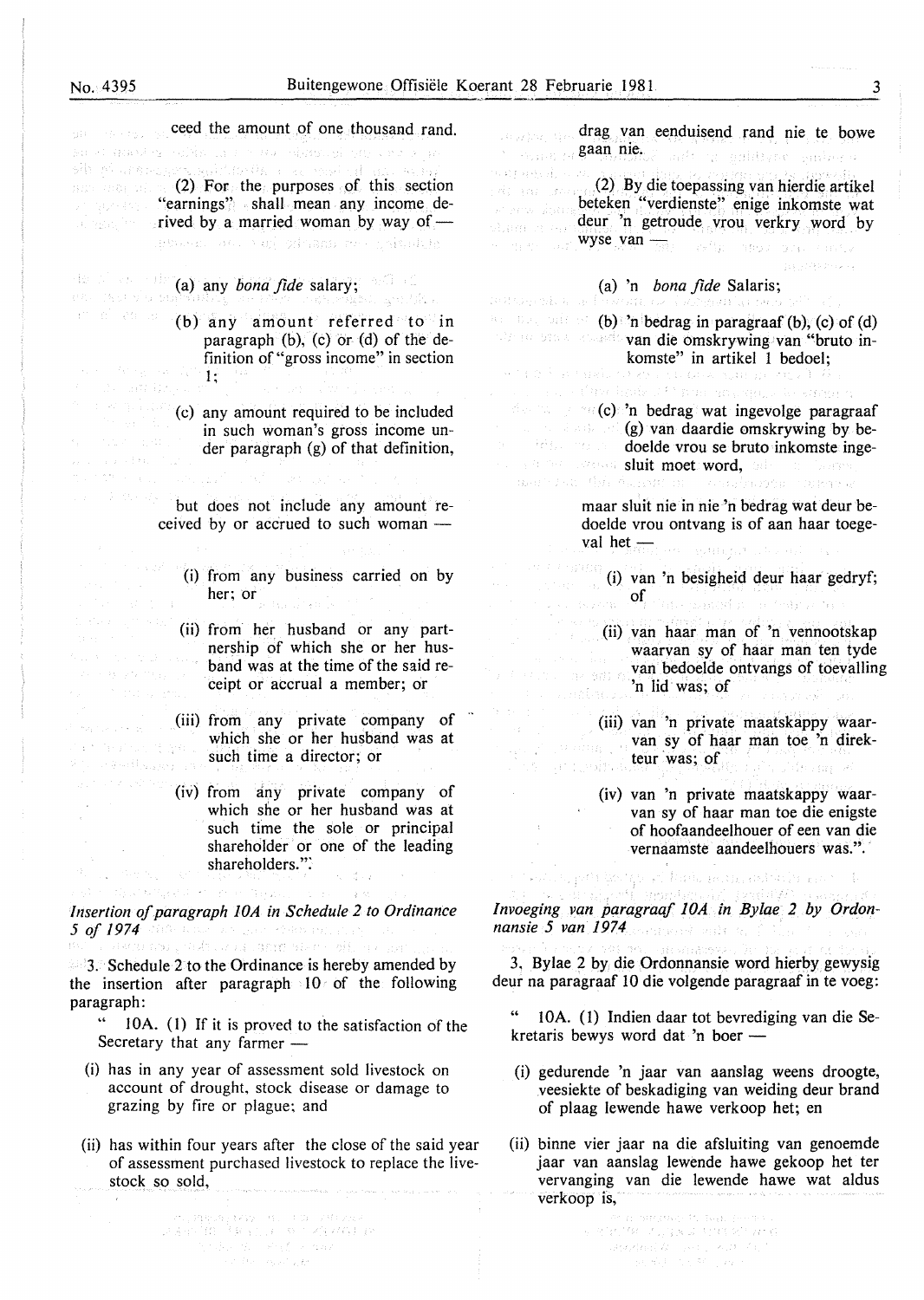ceed the amount of one thousand rand.

(2) For the purposes of this section "earnings" shall mean any income derived by a married woman by way of —

(a) any *bona fide* salary;

(b) any amount referred to in paragraph (b), (c) or (d) of the definition of "gross income" in section 1;

(c) any amount required to be included in such woman's gross income under paragraph (g) of that definition,

but does not include any amount received by or accrued to such woman —

(i) from any business carried on by her; or

(ii) from her husband or any partnership of which she or her husband was at the time of the said receipt or accrual a member; or

(iii) from any private company of which she or her husband was at such time a director; or

(iv) from any private company of which she or her husband was at such time the sole or principal shareholder or one of the leading shareholders.".

*Insertion of paragraph 10A in Schedule 2 to Ordinance 5 of 1974*

3. Schedule 2 to the Ordinance is hereby amended by the insertion after paragraph 10 of the following paragraph:

" 10A. (1) If it is proved to the satisfaction of the Secretary that any farmer —

(i) has in any year of assessment sold livestock on account of drought, stock disease or damage to grazing by fire or plague; and

(ii) has within four years after the close of the said year of assessment purchased livestock to replace the livestock so sold,

drag van eenduisend rand nie te bowe gaan nie.

(2) By die toepassing van hierdie artikel beteken "verdienste" enige inkomste wat deur 'n getroude vrou verkry word by wyse van —

(a) 'n *bona fide* Salaris;

(b) 'n bedrag in paragraaf (b), (c) of (d) van die omskrywing van "bruto inkomste" in artikel 1 bedoel;

(c) 'n bedrag wat ingevolge paragraaf (g) van daardie omskrywing by bedoelde vrou se bruto inkomste ingesluit moet word,

maar sluit nie in nie 'n bedrag wat deur bedoelde vrou ontvang is of aan haar toegeval het —

(i) van 'n besigheid deur haar gedryf; of

(ii) van haar man of 'n vennootskap waarvan sy of haar man ten tyde van bedoelde ontvangs of toevalling 'n lid was; of

(iii) van 'n private maatskappy waarvan sy of haar man toe 'n direkteur was; of

(iv) van 'n private maatskappy waarvan sy of haar man toe die enigste of hoofaandeelhouer of een van die vernaamste aandeelhouers was.".

*Invoeging van paragraaf 10A in Bylae 2 by Ordonnansie 5 van 1974*

3. Bylae 2 by die Ordonnansie word hierby gewysig deur na paragraaf 10 die volgende paragraaf in te voeg:

" 10A. (1) Indien daar tot bevrediging van die Sekretaris bewys word dat 'n boer —

(i) gedurende 'n jaar van aanslag weens droogte, veesiekte of beskadiging van weiding deur brand of plaag lewende hawe verkoop het; en

(ii) binne vier jaar na die afsluiting van genoemde jaar van aanslag lewende hawe gekoop het ter vervanging van die lewende hawe wat aldus verkoop is,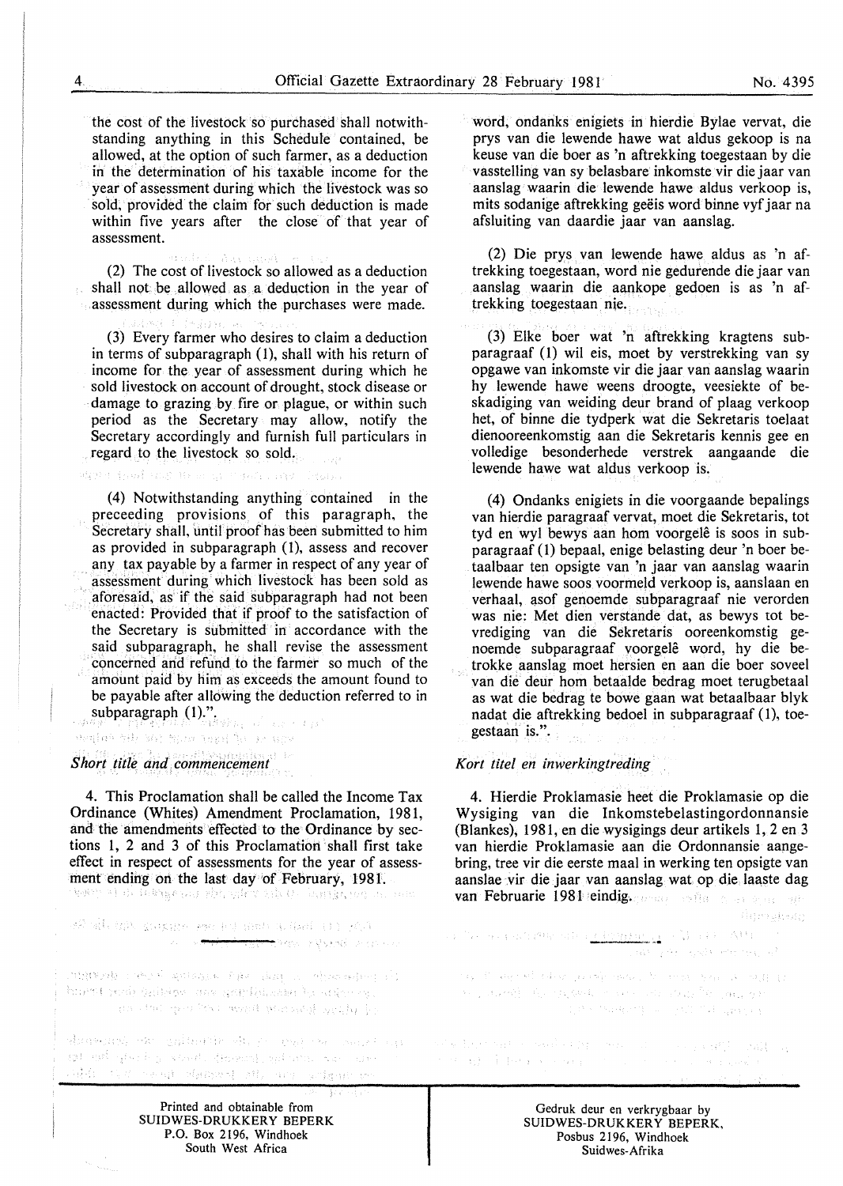the cost of the livestock so purchased shall notwithstanding anything in this Schedule contained, be allowed, at the option of such farmer, as a deduction in the determination of his taxable income for the year of assessment during which the livestock was so sold, provided the claim for such deduction is made within five years after the close of that year of assessment.

(2) The cost of livestock so allowed as a deduction shall not be allowed as a deduction in the year of assessment during which the purchases were made.

(3) Every farmer who desires to claim a deduction in terms of subparagraph (1), shall with his return of income for the year of assessment during which he sold livestock on account of drought, stock disease or damage to grazing by fire or plague, or within such period as the Secretary may allow, notify the Secretary accordingly and furnish full particulars in regard to the livestock so sold.

(4) Notwithstanding anything contained in the preceeding provisions of this paragraph, the Secretary shall, until proof has been submitted to him as provided in subparagraph (1), assess and recover any tax payable by a farmer in respect of any year of assessment during which livestock has been sold as aforesaid, as if the said subparagraph had not been enacted: Provided that if proof to the satisfaction of the Secretary is submitted in accordance with the said subparagraph, he shall revise the assessment concerned and refund to the farmer so much of the amount paid by him as exceeds the amount found to be payable after allowing the deduction referred to in subparagraph (1).".

*Short title and commencement*

4. This Proclamation shall be called the Income Tax Ordinance (Whites) Amendment Proclamation, 1981, and the amendments effected to the Ordinance by sections 1, 2 and 3 of this Proclamation shall first take effect in respect of assessments for the year of assessment ending on the last day of February, 1981.

word, ondanks enigiets in hierdie Bylae vervat, die prys van die lewende hawe wat aldus gekoop is na keuse van die boer as 'n aftrekking toegestaan by die vasstelling van sy belasbare inkomste vir die jaar van aanslag waarin die lewende hawe aldus verkoop is, mits sodanige aftrekking geëis word binne vyf jaar na afsluiting van daardie jaar van aanslag.

(2) Die prys van lewende hawe aldus as 'n aftrekking toegestaan, word nie gedurende die jaar van aanslag waarin die aankope gedoen is as 'n aftrekking toegestaan nie.

(3) Elke boer wat 'n aftrekking kragtens subparagraaf (1) wil eis, moet by verstrekking van sy opgawe van inkomste vir die jaar van aanslag waarin hy lewende hawe weens droogte, veesiekte of beskadiging van weiding deur brand of plaag verkoop het, of binne die tydperk wat die Sekretaris toelaat dienooreenkomstig aan die Sekretaris kennis gee en volledige besonderhede verstrek aangaande die lewende hawe wat aldus verkoop is.

(4) Ondanks enigiets in die voorgaande bepalings van hierdie paragraaf vervat, moet die Sekretaris, tot tyd en wyl bewys aan hom voorgelê is soos in subparagraaf (1) bepaal, enige belasting deur 'n boer betaalbaar ten opsigte van 'n jaar van aanslag waarin lewende hawe soos voormeld verkoop is, aanslaan en verhaal, asof genoemde subparagraaf nie verorden was nie: Met dien verstande dat, as bewys tot bevrediging van die Sekretaris ooreenkomstig genoemde subparagraaf voorgelê word, hy die betrokke aanslag moet hersien en aan die boer soveel van die deur hom betaalde bedrag moet terugbetaal as wat die bedrag te bowe gaan wat betaalbaar blyk nadat die aftrekking bedoel in subparagraaf (1), toegestaan is.".

*Kort titel en inwerkingtreding*

4. Hierdie Proklamasie heet die Proklamasie op die Wysiging van die Inkomstebelastingordonnansie (Blankes), 1981, en die wysigings deur artikels 1, 2 en 3 van hierdie Proklamasie aan die Ordonnansie aangebring, tree vir die eerste maal in werking ten opsigte van aanslae vir die jaar van aanslag wat op die laaste dag van Februarie 1981 eindig.

---

Printed and obtainable from
SUIDWES-DRUKKERY BEPERK
P.O. Box 2196, Windhoek
South West Africa

Gedruk deur en verkrygbaar by
SUIDWES-DRUKKERY BEPERK,
Posbus 2196, Windhoek
Suidwes-Afrika